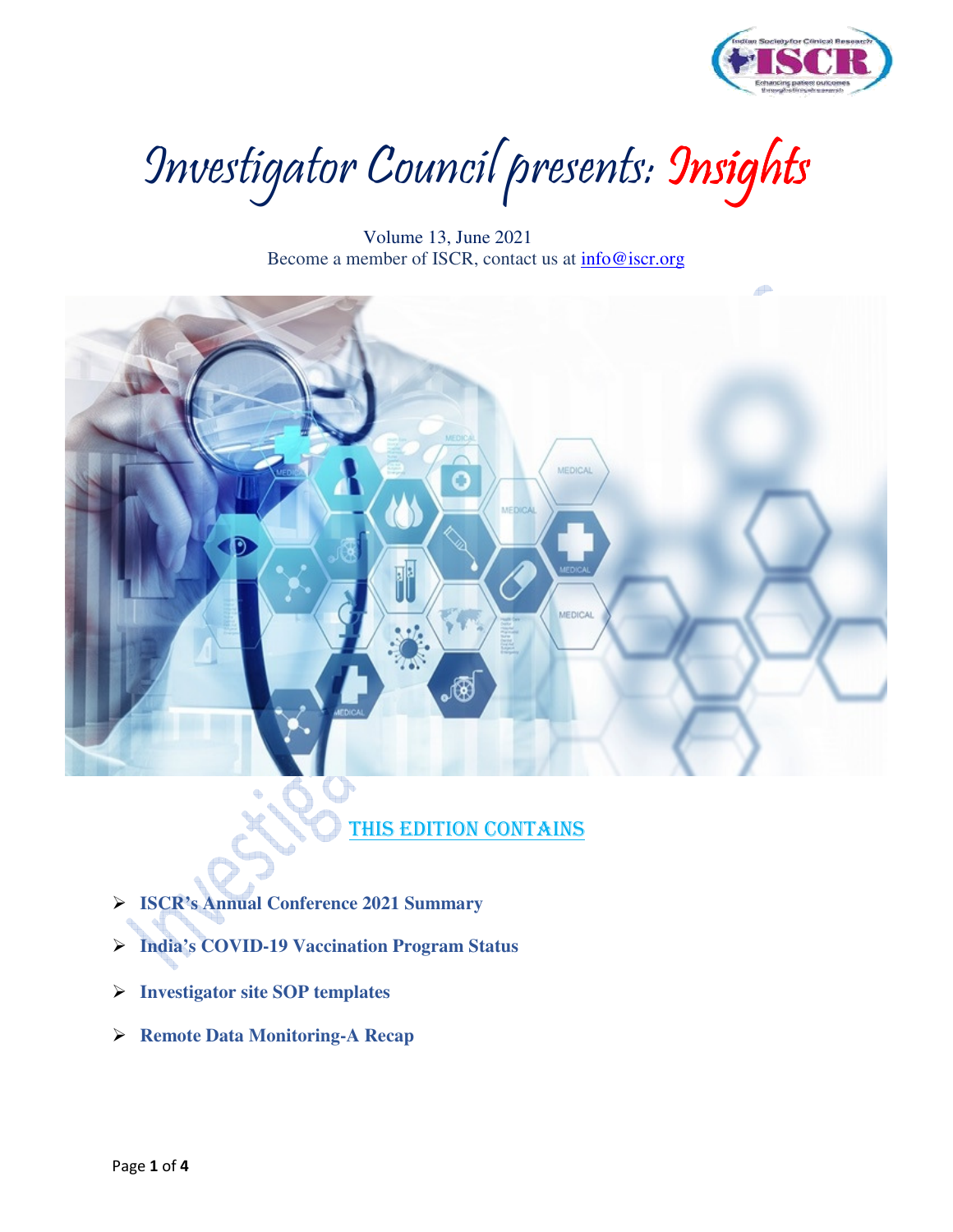# Investigator Council presents: Insights

Volume 13, June 2021
Become a member of ISCR, contact us at info@iscr.org

## THIS EDITION CONTAINS

- **ISCR's Annual Conference 2021 Summary**
- **India's COVID-19 Vaccination Program Status**
- **Investigator site SOP templates**
- **Remote Data Monitoring-A Recap**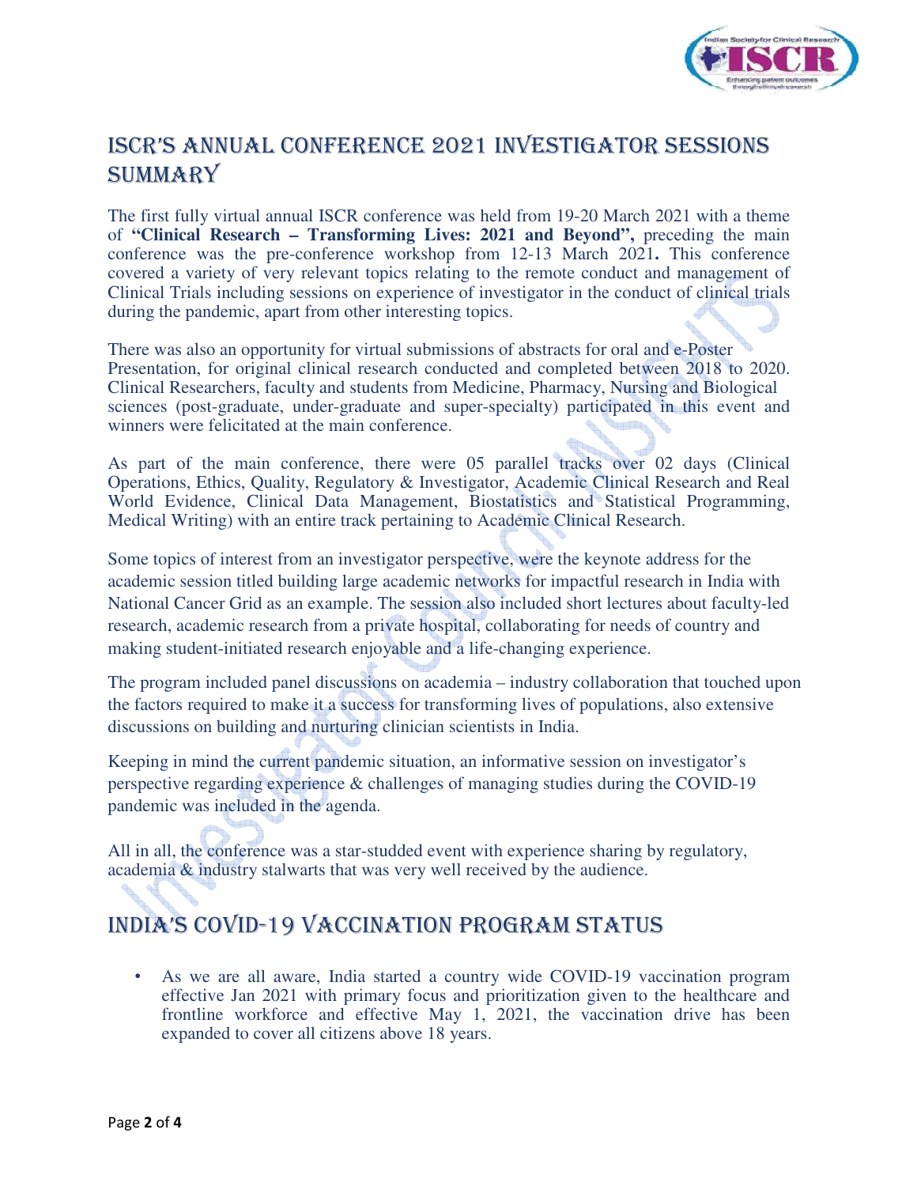## ISCR's Annual Conference 2021 Investigator Sessions Summary

The first fully virtual annual ISCR conference was held from 19-20 March 2021 with a theme of **"Clinical Research – Transforming Lives: 2021 and Beyond",** preceding the main conference was the pre-conference workshop from 12-13 March 2021**.** This conference covered a variety of very relevant topics relating to the remote conduct and management of Clinical Trials including sessions on experience of investigator in the conduct of clinical trials during the pandemic, apart from other interesting topics.

There was also an opportunity for virtual submissions of abstracts for oral and e-Poster Presentation, for original clinical research conducted and completed between 2018 to 2020. Clinical Researchers, faculty and students from Medicine, Pharmacy, Nursing and Biological sciences (post-graduate, under-graduate and super-specialty) participated in this event and winners were felicitated at the main conference.

As part of the main conference, there were 05 parallel tracks over 02 days (Clinical Operations, Ethics, Quality, Regulatory & Investigator, Academic Clinical Research and Real World Evidence, Clinical Data Management, Biostatistics and Statistical Programming, Medical Writing) with an entire track pertaining to Academic Clinical Research.

Some topics of interest from an investigator perspective, were the keynote address for the academic session titled building large academic networks for impactful research in India with National Cancer Grid as an example. The session also included short lectures about faculty-led research, academic research from a private hospital, collaborating for needs of country and making student-initiated research enjoyable and a life-changing experience.

The program included panel discussions on academia – industry collaboration that touched upon the factors required to make it a success for transforming lives of populations, also extensive discussions on building and nurturing clinician scientists in India.

Keeping in mind the current pandemic situation, an informative session on investigator's perspective regarding experience & challenges of managing studies during the COVID-19 pandemic was included in the agenda.

All in all, the conference was a star-studded event with experience sharing by regulatory, academia & industry stalwarts that was very well received by the audience.

## India's COVID-19 Vaccination Program Status

- As we are all aware, India started a country wide COVID-19 vaccination program effective Jan 2021 with primary focus and prioritization given to the healthcare and frontline workforce and effective May 1, 2021, the vaccination drive has been expanded to cover all citizens above 18 years.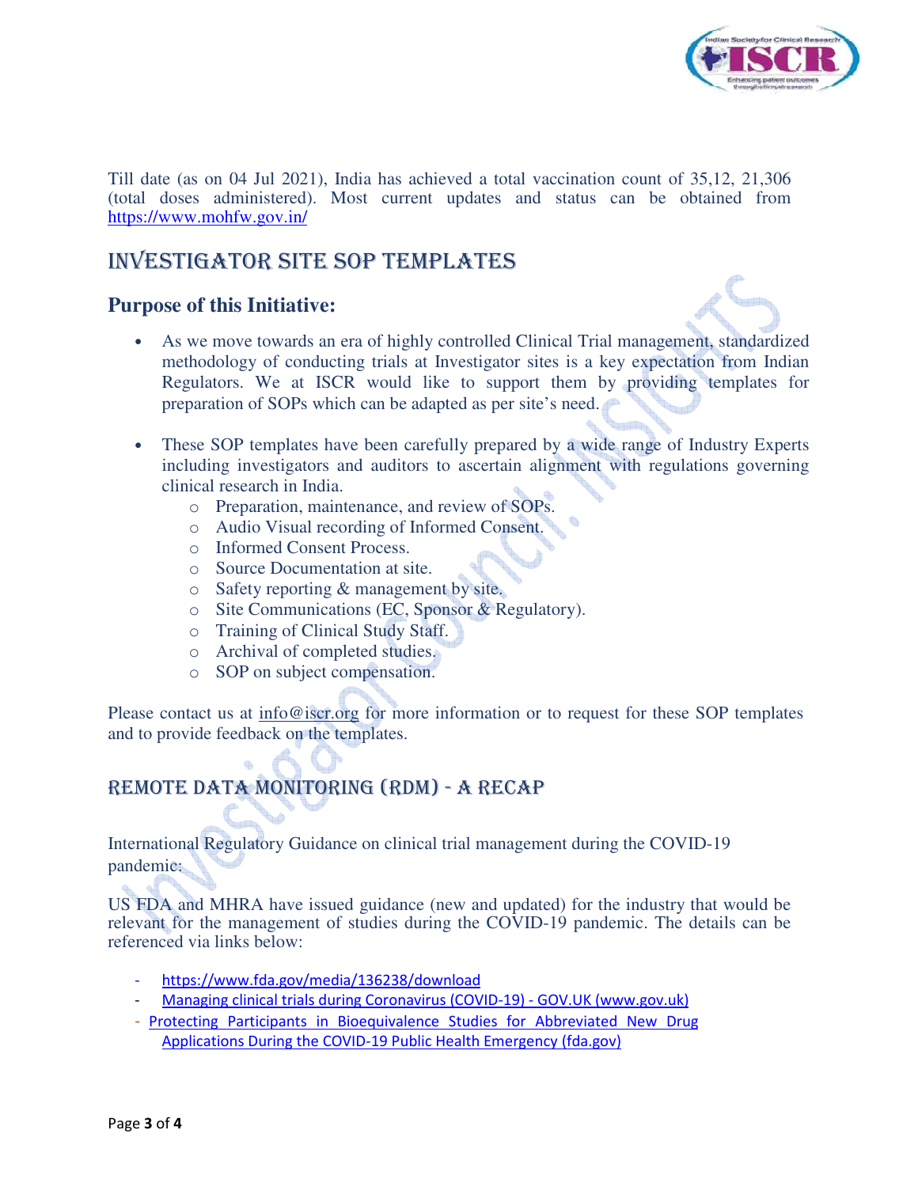Till date (as on 04 Jul 2021), India has achieved a total vaccination count of 35,12, 21,306 (total doses administered). Most current updates and status can be obtained from https://www.mohfw.gov.in/

## INVESTIGATOR SITE SOP TEMPLATES

### Purpose of this Initiative:

- As we move towards an era of highly controlled Clinical Trial management, standardized methodology of conducting trials at Investigator sites is a key expectation from Indian Regulators. We at ISCR would like to support them by providing templates for preparation of SOPs which can be adapted as per site's need.

- These SOP templates have been carefully prepared by a wide range of Industry Experts including investigators and auditors to ascertain alignment with regulations governing clinical research in India.
  - Preparation, maintenance, and review of SOPs.
  - Audio Visual recording of Informed Consent.
  - Informed Consent Process.
  - Source Documentation at site.
  - Safety reporting & management by site.
  - Site Communications (EC, Sponsor & Regulatory).
  - Training of Clinical Study Staff.
  - Archival of completed studies.
  - SOP on subject compensation.

Please contact us at info@iscr.org for more information or to request for these SOP templates and to provide feedback on the templates.

## REMOTE DATA MONITORING (RDM) - A RECAP

International Regulatory Guidance on clinical trial management during the COVID-19 pandemic:

US FDA and MHRA have issued guidance (new and updated) for the industry that would be relevant for the management of studies during the COVID-19 pandemic. The details can be referenced via links below:

- https://www.fda.gov/media/136238/download
- Managing clinical trials during Coronavirus (COVID-19) - GOV.UK (www.gov.uk)
- Protecting Participants in Bioequivalence Studies for Abbreviated New Drug Applications During the COVID-19 Public Health Emergency (fda.gov)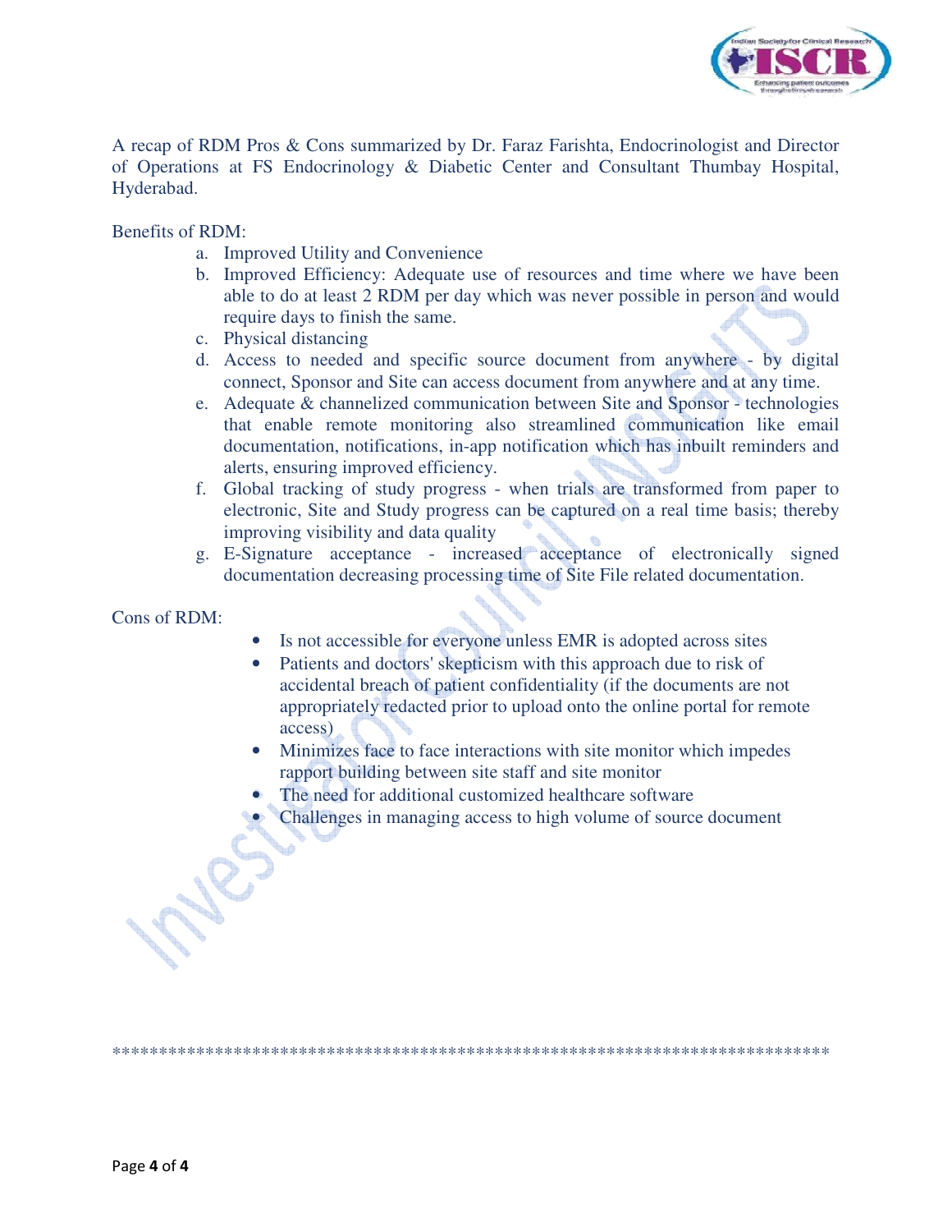A recap of RDM Pros & Cons summarized by Dr. Faraz Farishta, Endocrinologist and Director of Operations at FS Endocrinology & Diabetic Center and Consultant Thumbay Hospital, Hyderabad.

Benefits of RDM:

a. Improved Utility and Convenience
b. Improved Efficiency: Adequate use of resources and time where we have been able to do at least 2 RDM per day which was never possible in person and would require days to finish the same.
c. Physical distancing
d. Access to needed and specific source document from anywhere - by digital connect, Sponsor and Site can access document from anywhere and at any time.
e. Adequate & channelized communication between Site and Sponsor - technologies that enable remote monitoring also streamlined communication like email documentation, notifications, in-app notification which has inbuilt reminders and alerts, ensuring improved efficiency.
f. Global tracking of study progress - when trials are transformed from paper to electronic, Site and Study progress can be captured on a real time basis; thereby improving visibility and data quality
g. E-Signature acceptance - increased acceptance of electronically signed documentation decreasing processing time of Site File related documentation.

Cons of RDM:

- Is not accessible for everyone unless EMR is adopted across sites
- Patients and doctors' skepticism with this approach due to risk of accidental breach of patient confidentiality (if the documents are not appropriately redacted prior to upload onto the online portal for remote access)
- Minimizes face to face interactions with site monitor which impedes rapport building between site staff and site monitor
- The need for additional customized healthcare software
- Challenges in managing access to high volume of source document

*******************************************************************************